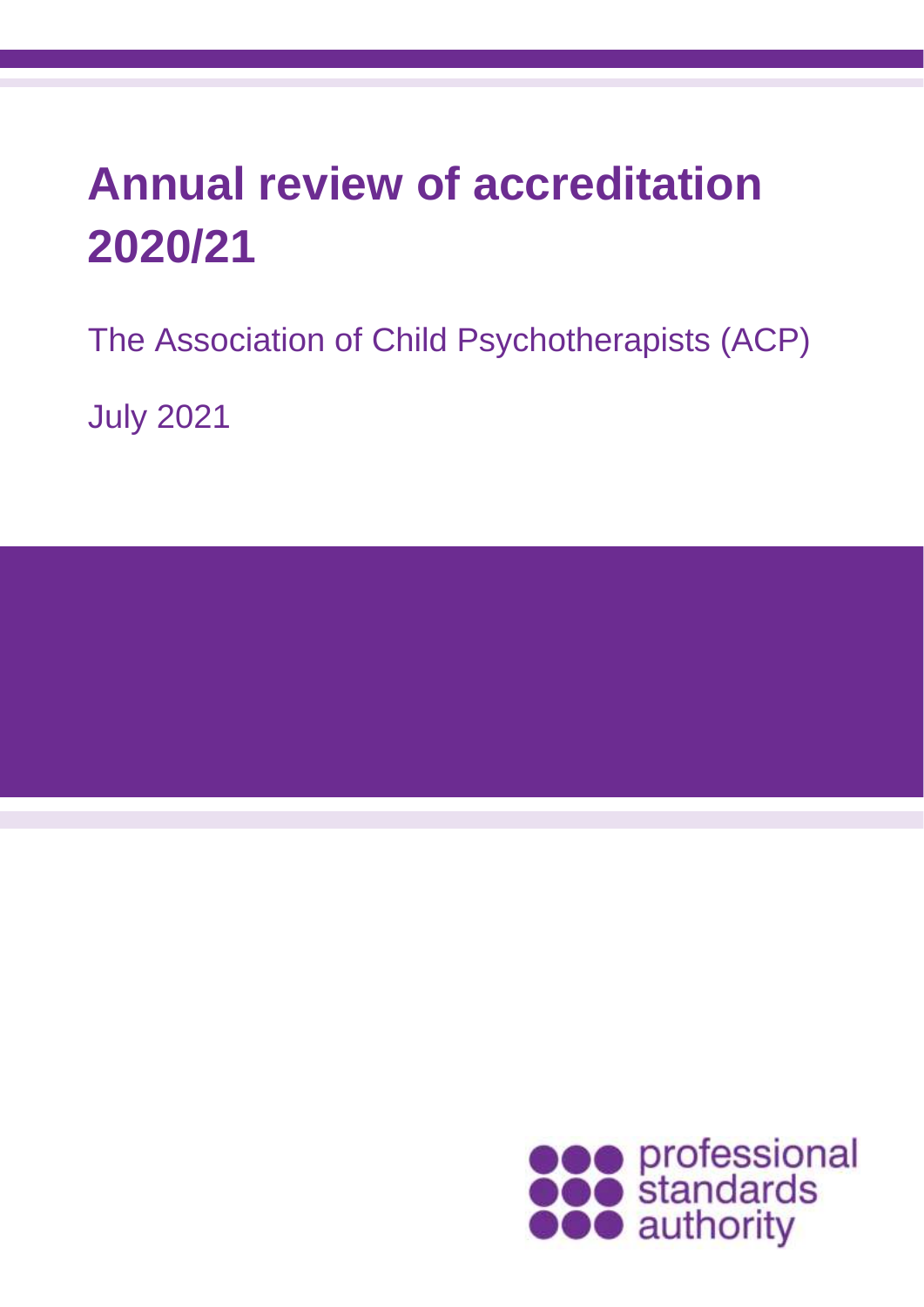# Annual review of accreditation 2020/21

The Association of Child Psychotherapists (ACP)

July 2021

professional standards authority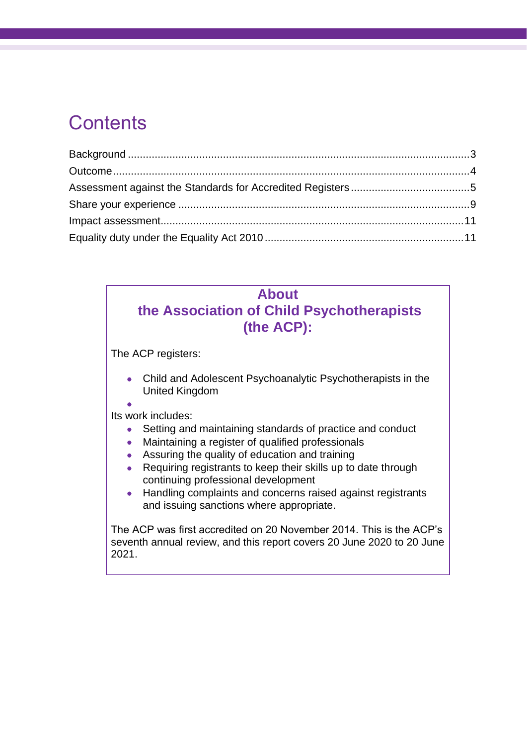# Contents

Background ..... 3
Outcome ..... 4
Assessment against the Standards for Accredited Registers ..... 5
Share your experience ..... 9
Impact assessment ..... 11
Equality duty under the Equality Act 2010 ..... 11

## About the Association of Child Psychotherapists (the ACP):

The ACP registers:

- Child and Adolescent Psychoanalytic Psychotherapists in the United Kingdom

Its work includes:

- Setting and maintaining standards of practice and conduct
- Maintaining a register of qualified professionals
- Assuring the quality of education and training
- Requiring registrants to keep their skills up to date through continuing professional development
- Handling complaints and concerns raised against registrants and issuing sanctions where appropriate.

The ACP was first accredited on 20 November 2014. This is the ACP's seventh annual review, and this report covers 20 June 2020 to 20 June 2021.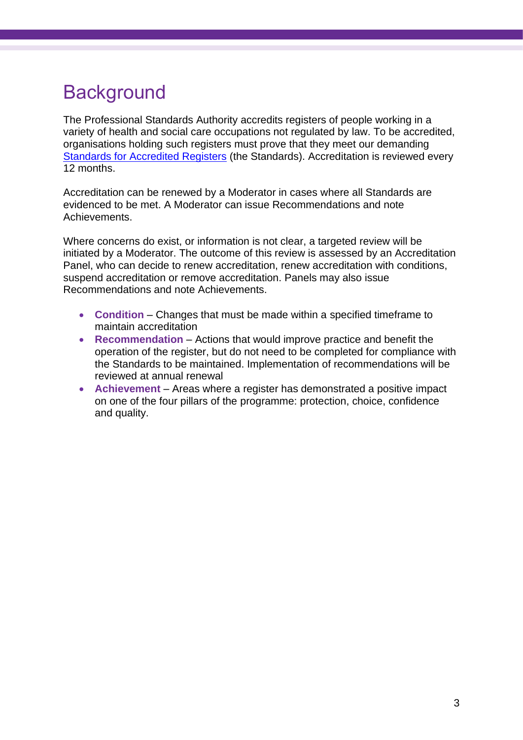# Background

The Professional Standards Authority accredits registers of people working in a variety of health and social care occupations not regulated by law. To be accredited, organisations holding such registers must prove that they meet our demanding Standards for Accredited Registers (the Standards). Accreditation is reviewed every 12 months.

Accreditation can be renewed by a Moderator in cases where all Standards are evidenced to be met. A Moderator can issue Recommendations and note Achievements.

Where concerns do exist, or information is not clear, a targeted review will be initiated by a Moderator. The outcome of this review is assessed by an Accreditation Panel, who can decide to renew accreditation, renew accreditation with conditions, suspend accreditation or remove accreditation. Panels may also issue Recommendations and note Achievements.

- **Condition** – Changes that must be made within a specified timeframe to maintain accreditation
- **Recommendation** – Actions that would improve practice and benefit the operation of the register, but do not need to be completed for compliance with the Standards to be maintained. Implementation of recommendations will be reviewed at annual renewal
- **Achievement** – Areas where a register has demonstrated a positive impact on one of the four pillars of the programme: protection, choice, confidence and quality.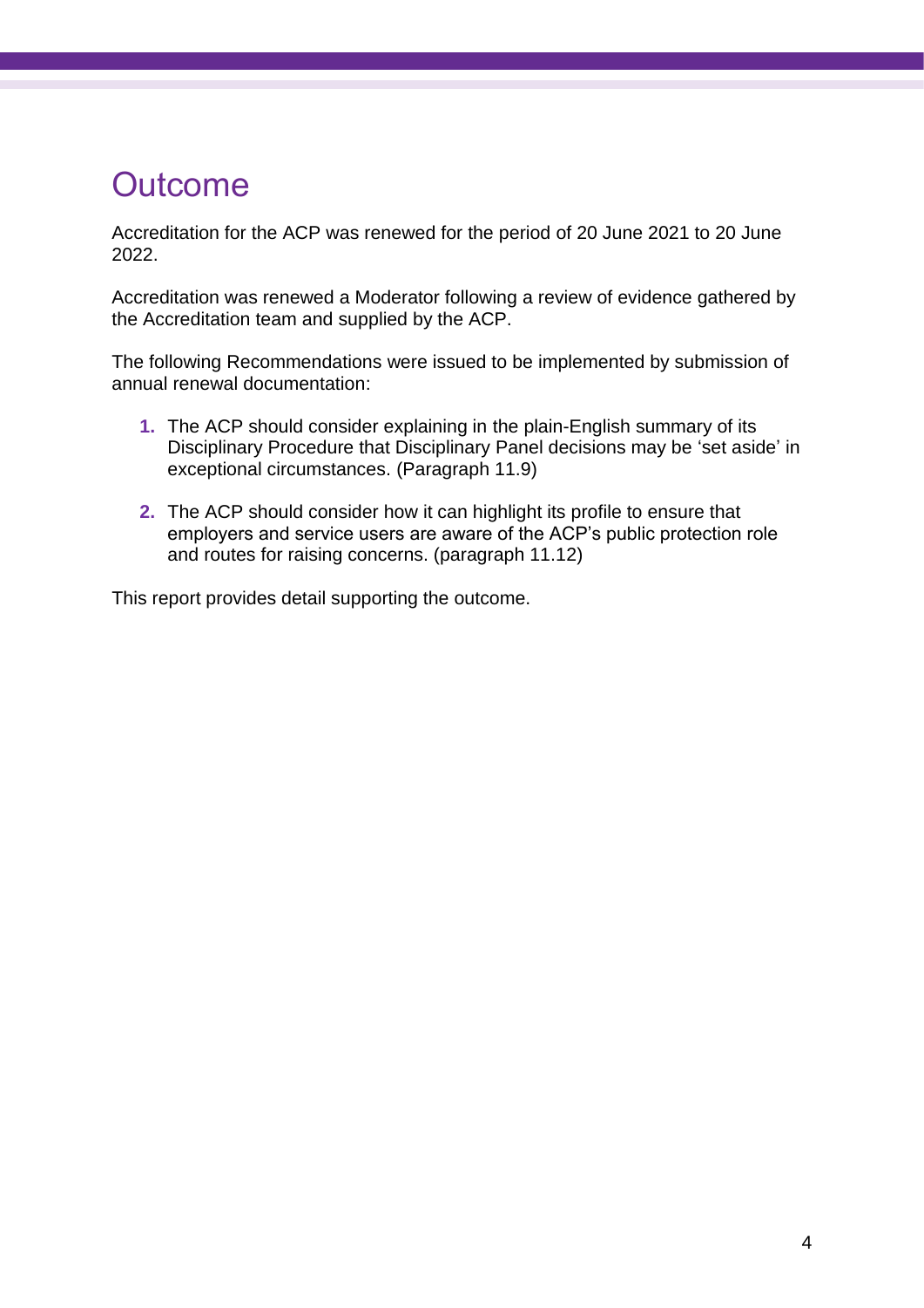# Outcome

Accreditation for the ACP was renewed for the period of 20 June 2021 to 20 June 2022.

Accreditation was renewed a Moderator following a review of evidence gathered by the Accreditation team and supplied by the ACP.

The following Recommendations were issued to be implemented by submission of annual renewal documentation:

1. The ACP should consider explaining in the plain-English summary of its Disciplinary Procedure that Disciplinary Panel decisions may be 'set aside' in exceptional circumstances. (Paragraph 11.9)

2. The ACP should consider how it can highlight its profile to ensure that employers and service users are aware of the ACP's public protection role and routes for raising concerns. (paragraph 11.12)

This report provides detail supporting the outcome.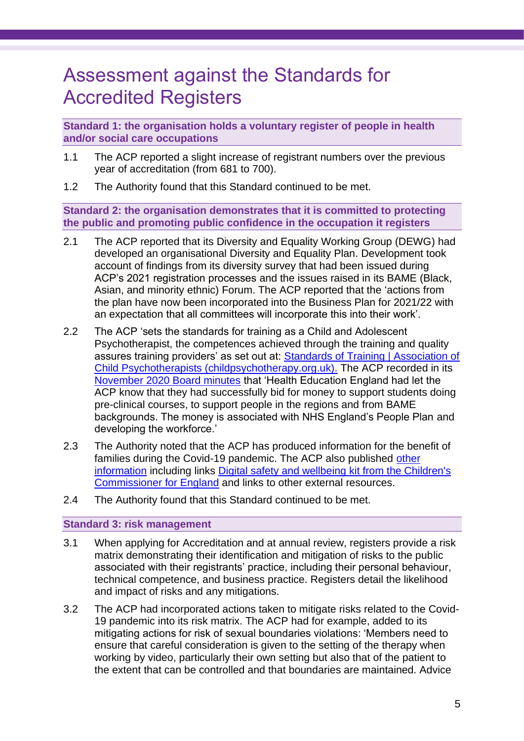# Assessment against the Standards for Accredited Registers

**Standard 1: the organisation holds a voluntary register of people in health and/or social care occupations**

1.1 The ACP reported a slight increase of registrant numbers over the previous year of accreditation (from 681 to 700).

1.2 The Authority found that this Standard continued to be met.

**Standard 2: the organisation demonstrates that it is committed to protecting the public and promoting public confidence in the occupation it registers**

2.1 The ACP reported that its Diversity and Equality Working Group (DEWG) had developed an organisational Diversity and Equality Plan. Development took account of findings from its diversity survey that had been issued during ACP's 2021 registration processes and the issues raised in its BAME (Black, Asian, and minority ethnic) Forum. The ACP reported that the 'actions from the plan have now been incorporated into the Business Plan for 2021/22 with an expectation that all committees will incorporate this into their work'.

2.2 The ACP 'sets the standards for training as a Child and Adolescent Psychotherapist, the competences achieved through the training and quality assures training providers' as set out at: [Standards of Training | Association of Child Psychotherapists (childpsychotherapy.org.uk).]() The ACP recorded in its [November 2020 Board minutes]() that 'Health Education England had let the ACP know that they had successfully bid for money to support students doing pre-clinical courses, to support people in the regions and from BAME backgrounds. The money is associated with NHS England's People Plan and developing the workforce.'

2.3 The Authority noted that the ACP has produced information for the benefit of families during the Covid-19 pandemic. The ACP also published [other information]() including links [Digital safety and wellbeing kit from the Children's Commissioner for England]() and links to other external resources.

2.4 The Authority found that this Standard continued to be met.

**Standard 3: risk management**

3.1 When applying for Accreditation and at annual review, registers provide a risk matrix demonstrating their identification and mitigation of risks to the public associated with their registrants' practice, including their personal behaviour, technical competence, and business practice. Registers detail the likelihood and impact of risks and any mitigations.

3.2 The ACP had incorporated actions taken to mitigate risks related to the Covid-19 pandemic into its risk matrix. The ACP had for example, added to its mitigating actions for risk of sexual boundaries violations: 'Members need to ensure that careful consideration is given to the setting of the therapy when working by video, particularly their own setting but also that of the patient to the extent that can be controlled and that boundaries are maintained. Advice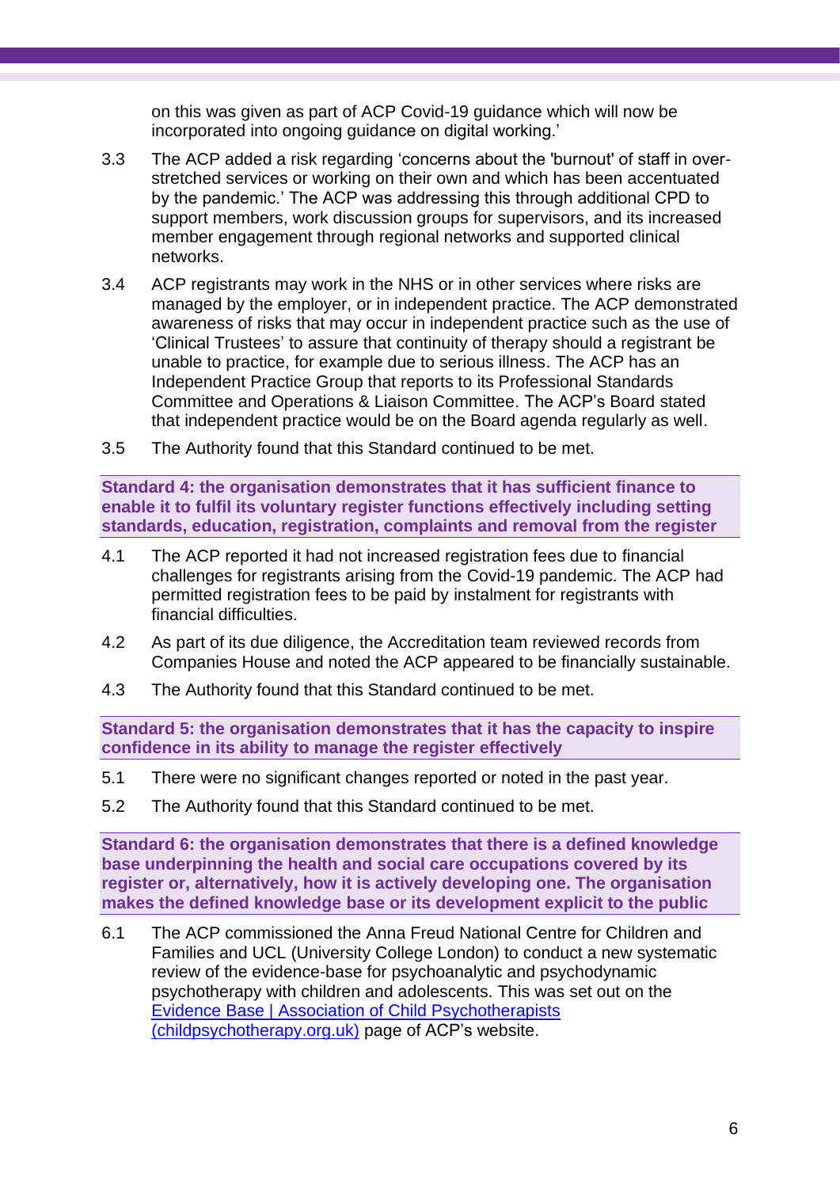on this was given as part of ACP Covid-19 guidance which will now be incorporated into ongoing guidance on digital working.'

3.3 The ACP added a risk regarding 'concerns about the 'burnout' of staff in over-stretched services or working on their own and which has been accentuated by the pandemic.' The ACP was addressing this through additional CPD to support members, work discussion groups for supervisors, and its increased member engagement through regional networks and supported clinical networks.

3.4 ACP registrants may work in the NHS or in other services where risks are managed by the employer, or in independent practice. The ACP demonstrated awareness of risks that may occur in independent practice such as the use of 'Clinical Trustees' to assure that continuity of therapy should a registrant be unable to practice, for example due to serious illness. The ACP has an Independent Practice Group that reports to its Professional Standards Committee and Operations & Liaison Committee. The ACP's Board stated that independent practice would be on the Board agenda regularly as well.

3.5 The Authority found that this Standard continued to be met.

**Standard 4: the organisation demonstrates that it has sufficient finance to enable it to fulfil its voluntary register functions effectively including setting standards, education, registration, complaints and removal from the register**

4.1 The ACP reported it had not increased registration fees due to financial challenges for registrants arising from the Covid-19 pandemic. The ACP had permitted registration fees to be paid by instalment for registrants with financial difficulties.

4.2 As part of its due diligence, the Accreditation team reviewed records from Companies House and noted the ACP appeared to be financially sustainable.

4.3 The Authority found that this Standard continued to be met.

**Standard 5: the organisation demonstrates that it has the capacity to inspire confidence in its ability to manage the register effectively**

5.1 There were no significant changes reported or noted in the past year.

5.2 The Authority found that this Standard continued to be met.

**Standard 6: the organisation demonstrates that there is a defined knowledge base underpinning the health and social care occupations covered by its register or, alternatively, how it is actively developing one. The organisation makes the defined knowledge base or its development explicit to the public**

6.1 The ACP commissioned the Anna Freud National Centre for Children and Families and UCL (University College London) to conduct a new systematic review of the evidence-base for psychoanalytic and psychodynamic psychotherapy with children and adolescents. This was set out on the Evidence Base | Association of Child Psychotherapists (childpsychotherapy.org.uk) page of ACP's website.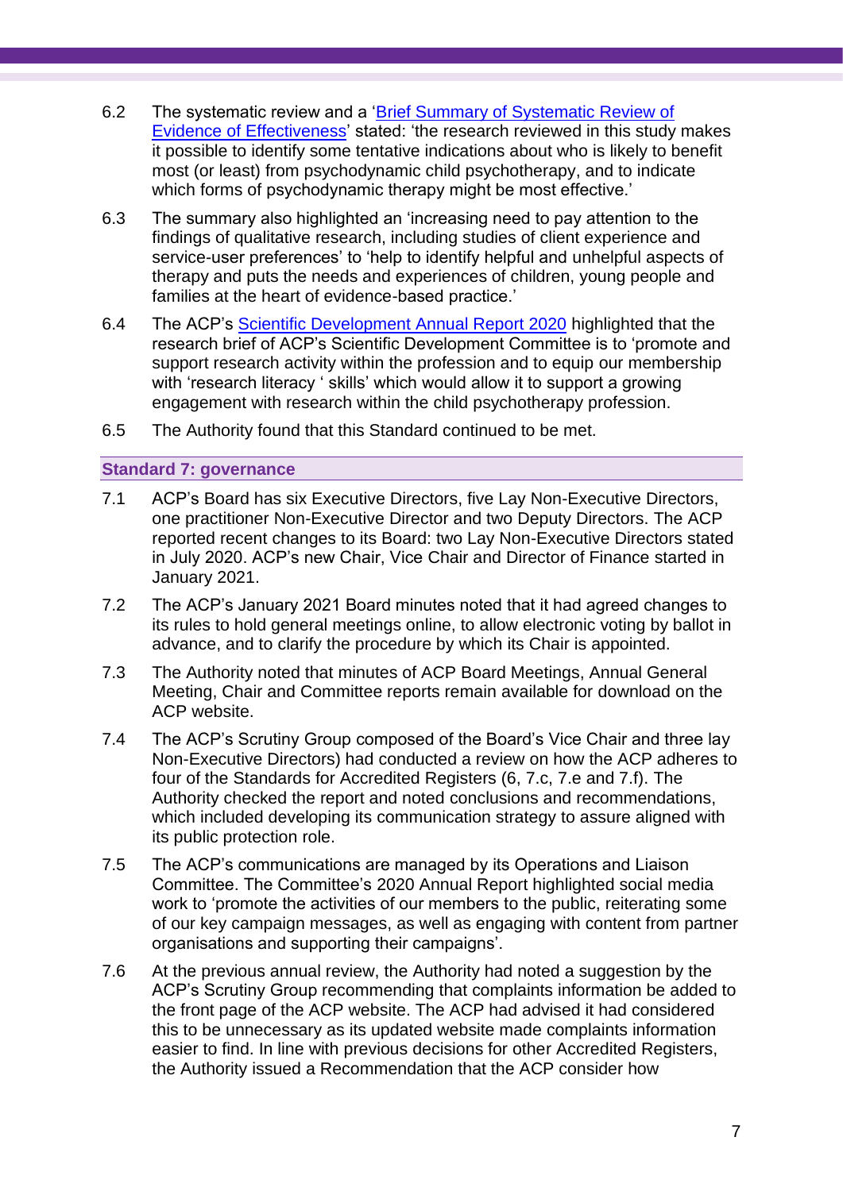6.2 The systematic review and a '[Brief Summary of Systematic Review of Evidence of Effectiveness]' stated: 'the research reviewed in this study makes it possible to identify some tentative indications about who is likely to benefit most (or least) from psychodynamic child psychotherapy, and to indicate which forms of psychodynamic therapy might be most effective.'

6.3 The summary also highlighted an 'increasing need to pay attention to the findings of qualitative research, including studies of client experience and service-user preferences' to 'help to identify helpful and unhelpful aspects of therapy and puts the needs and experiences of children, young people and families at the heart of evidence-based practice.'

6.4 The ACP's [Scientific Development Annual Report 2020] highlighted that the research brief of ACP's Scientific Development Committee is to 'promote and support research activity within the profession and to equip our membership with 'research literacy ' skills' which would allow it to support a growing engagement with research within the child psychotherapy profession.

6.5 The Authority found that this Standard continued to be met.

## Standard 7: governance

7.1 ACP's Board has six Executive Directors, five Lay Non-Executive Directors, one practitioner Non-Executive Director and two Deputy Directors. The ACP reported recent changes to its Board: two Lay Non-Executive Directors stated in July 2020. ACP's new Chair, Vice Chair and Director of Finance started in January 2021.

7.2 The ACP's January 2021 Board minutes noted that it had agreed changes to its rules to hold general meetings online, to allow electronic voting by ballot in advance, and to clarify the procedure by which its Chair is appointed.

7.3 The Authority noted that minutes of ACP Board Meetings, Annual General Meeting, Chair and Committee reports remain available for download on the ACP website.

7.4 The ACP's Scrutiny Group composed of the Board's Vice Chair and three lay Non-Executive Directors) had conducted a review on how the ACP adheres to four of the Standards for Accredited Registers (6, 7.c, 7.e and 7.f). The Authority checked the report and noted conclusions and recommendations, which included developing its communication strategy to assure aligned with its public protection role.

7.5 The ACP's communications are managed by its Operations and Liaison Committee. The Committee's 2020 Annual Report highlighted social media work to 'promote the activities of our members to the public, reiterating some of our key campaign messages, as well as engaging with content from partner organisations and supporting their campaigns'.

7.6 At the previous annual review, the Authority had noted a suggestion by the ACP's Scrutiny Group recommending that complaints information be added to the front page of the ACP website. The ACP had advised it had considered this to be unnecessary as its updated website made complaints information easier to find. In line with previous decisions for other Accredited Registers, the Authority issued a Recommendation that the ACP consider how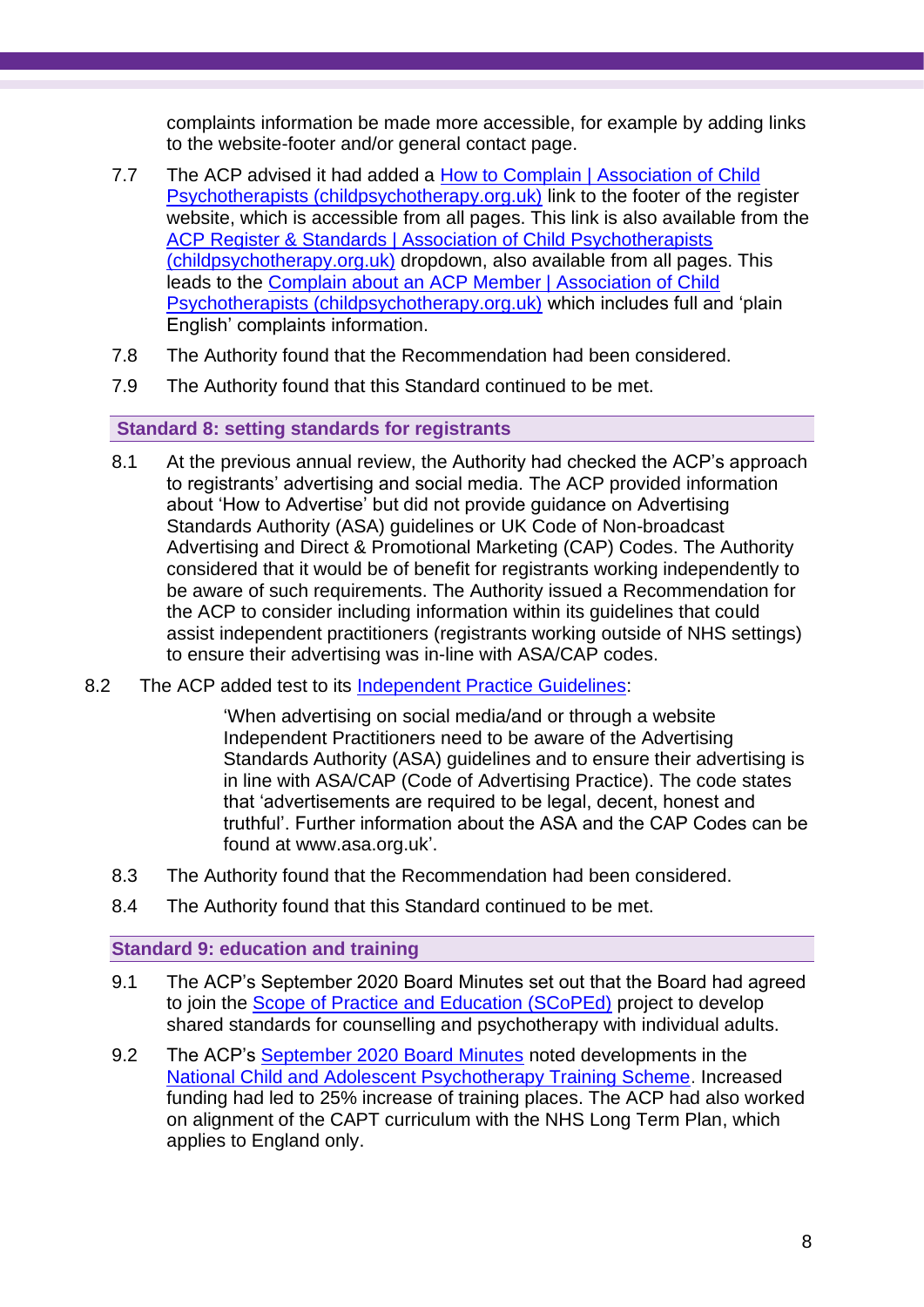complaints information be made more accessible, for example by adding links to the website-footer and/or general contact page.

7.7 The ACP advised it had added a How to Complain | Association of Child Psychotherapists (childpsychotherapy.org.uk) link to the footer of the register website, which is accessible from all pages. This link is also available from the ACP Register & Standards | Association of Child Psychotherapists (childpsychotherapy.org.uk) dropdown, also available from all pages. This leads to the Complain about an ACP Member | Association of Child Psychotherapists (childpsychotherapy.org.uk) which includes full and 'plain English' complaints information.

7.8 The Authority found that the Recommendation had been considered.

7.9 The Authority found that this Standard continued to be met.

## Standard 8: setting standards for registrants

8.1 At the previous annual review, the Authority had checked the ACP's approach to registrants' advertising and social media. The ACP provided information about 'How to Advertise' but did not provide guidance on Advertising Standards Authority (ASA) guidelines or UK Code of Non-broadcast Advertising and Direct & Promotional Marketing (CAP) Codes. The Authority considered that it would be of benefit for registrants working independently to be aware of such requirements. The Authority issued a Recommendation for the ACP to consider including information within its guidelines that could assist independent practitioners (registrants working outside of NHS settings) to ensure their advertising was in-line with ASA/CAP codes.

8.2 The ACP added test to its Independent Practice Guidelines:

> 'When advertising on social media/and or through a website Independent Practitioners need to be aware of the Advertising Standards Authority (ASA) guidelines and to ensure their advertising is in line with ASA/CAP (Code of Advertising Practice). The code states that 'advertisements are required to be legal, decent, honest and truthful'. Further information about the ASA and the CAP Codes can be found at www.asa.org.uk'.

8.3 The Authority found that the Recommendation had been considered.

8.4 The Authority found that this Standard continued to be met.

## Standard 9: education and training

9.1 The ACP's September 2020 Board Minutes set out that the Board had agreed to join the Scope of Practice and Education (SCoPEd) project to develop shared standards for counselling and psychotherapy with individual adults.

9.2 The ACP's September 2020 Board Minutes noted developments in the National Child and Adolescent Psychotherapy Training Scheme. Increased funding had led to 25% increase of training places. The ACP had also worked on alignment of the CAPT curriculum with the NHS Long Term Plan, which applies to England only.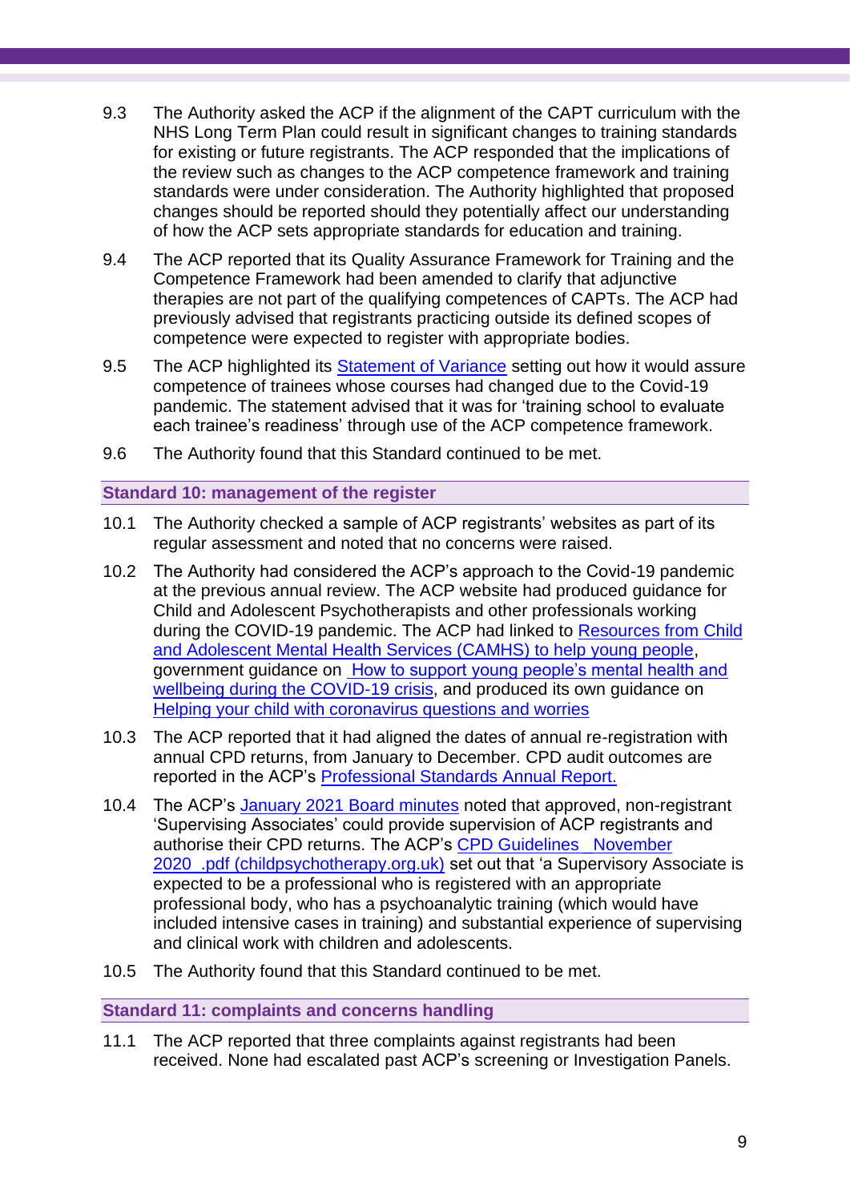9.3 The Authority asked the ACP if the alignment of the CAPT curriculum with the NHS Long Term Plan could result in significant changes to training standards for existing or future registrants. The ACP responded that the implications of the review such as changes to the ACP competence framework and training standards were under consideration. The Authority highlighted that proposed changes should be reported should they potentially affect our understanding of how the ACP sets appropriate standards for education and training.

9.4 The ACP reported that its Quality Assurance Framework for Training and the Competence Framework had been amended to clarify that adjunctive therapies are not part of the qualifying competences of CAPTs. The ACP had previously advised that registrants practicing outside its defined scopes of competence were expected to register with appropriate bodies.

9.5 The ACP highlighted its Statement of Variance setting out how it would assure competence of trainees whose courses had changed due to the Covid-19 pandemic. The statement advised that it was for 'training school to evaluate each trainee's readiness' through use of the ACP competence framework.

9.6 The Authority found that this Standard continued to be met.

### Standard 10: management of the register

10.1 The Authority checked a sample of ACP registrants' websites as part of its regular assessment and noted that no concerns were raised.

10.2 The Authority had considered the ACP's approach to the Covid-19 pandemic at the previous annual review. The ACP website had produced guidance for Child and Adolescent Psychotherapists and other professionals working during the COVID-19 pandemic. The ACP had linked to Resources from Child and Adolescent Mental Health Services (CAMHS) to help young people, government guidance on How to support young people's mental health and wellbeing during the COVID-19 crisis, and produced its own guidance on Helping your child with coronavirus questions and worries

10.3 The ACP reported that it had aligned the dates of annual re-registration with annual CPD returns, from January to December. CPD audit outcomes are reported in the ACP's Professional Standards Annual Report.

10.4 The ACP's January 2021 Board minutes noted that approved, non-registrant 'Supervising Associates' could provide supervision of ACP registrants and authorise their CPD returns. The ACP's CPD Guidelines November 2020 .pdf (childpsychotherapy.org.uk) set out that 'a Supervisory Associate is expected to be a professional who is registered with an appropriate professional body, who has a psychoanalytic training (which would have included intensive cases in training) and substantial experience of supervising and clinical work with children and adolescents.

10.5 The Authority found that this Standard continued to be met.

### Standard 11: complaints and concerns handling

11.1 The ACP reported that three complaints against registrants had been received. None had escalated past ACP's screening or Investigation Panels.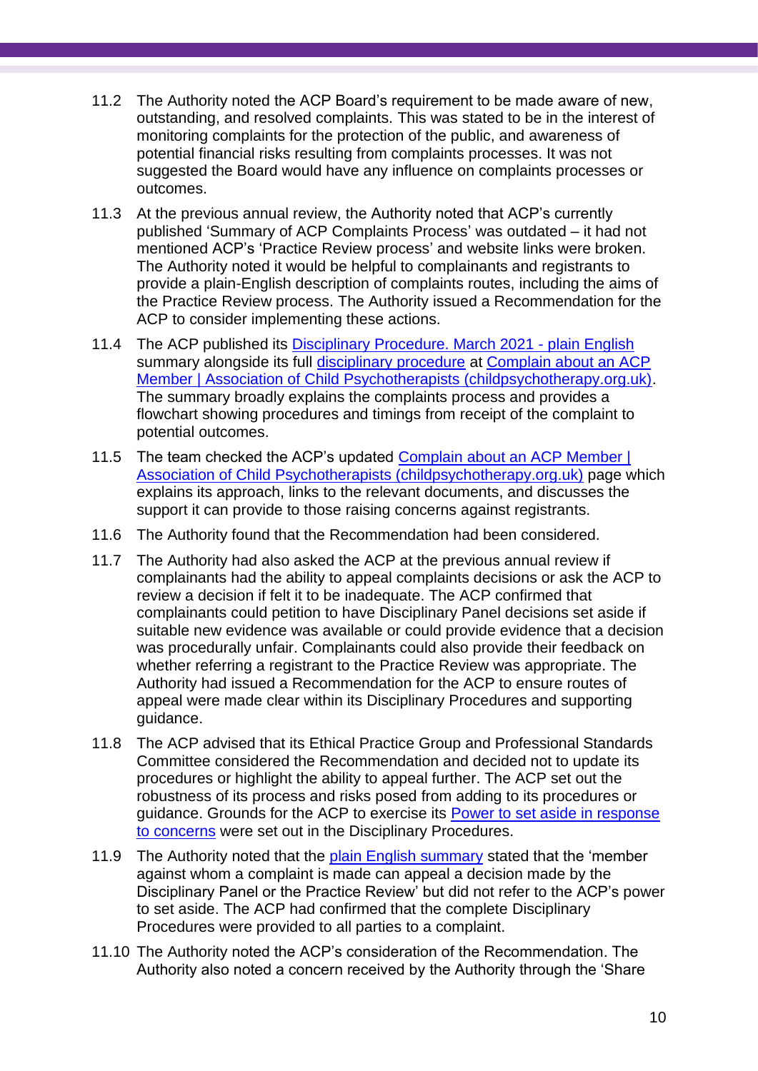11.2 The Authority noted the ACP Board's requirement to be made aware of new, outstanding, and resolved complaints. This was stated to be in the interest of monitoring complaints for the protection of the public, and awareness of potential financial risks resulting from complaints processes. It was not suggested the Board would have any influence on complaints processes or outcomes.

11.3 At the previous annual review, the Authority noted that ACP's currently published 'Summary of ACP Complaints Process' was outdated – it had not mentioned ACP's 'Practice Review process' and website links were broken. The Authority noted it would be helpful to complainants and registrants to provide a plain-English description of complaints routes, including the aims of the Practice Review process. The Authority issued a Recommendation for the ACP to consider implementing these actions.

11.4 The ACP published its Disciplinary Procedure. March 2021 - plain English summary alongside its full disciplinary procedure at Complain about an ACP Member | Association of Child Psychotherapists (childpsychotherapy.org.uk). The summary broadly explains the complaints process and provides a flowchart showing procedures and timings from receipt of the complaint to potential outcomes.

11.5 The team checked the ACP's updated Complain about an ACP Member | Association of Child Psychotherapists (childpsychotherapy.org.uk) page which explains its approach, links to the relevant documents, and discusses the support it can provide to those raising concerns against registrants.

11.6 The Authority found that the Recommendation had been considered.

11.7 The Authority had also asked the ACP at the previous annual review if complainants had the ability to appeal complaints decisions or ask the ACP to review a decision if felt it to be inadequate. The ACP confirmed that complainants could petition to have Disciplinary Panel decisions set aside if suitable new evidence was available or could provide evidence that a decision was procedurally unfair. Complainants could also provide their feedback on whether referring a registrant to the Practice Review was appropriate. The Authority had issued a Recommendation for the ACP to ensure routes of appeal were made clear within its Disciplinary Procedures and supporting guidance.

11.8 The ACP advised that its Ethical Practice Group and Professional Standards Committee considered the Recommendation and decided not to update its procedures or highlight the ability to appeal further. The ACP set out the robustness of its process and risks posed from adding to its procedures or guidance. Grounds for the ACP to exercise its Power to set aside in response to concerns were set out in the Disciplinary Procedures.

11.9 The Authority noted that the plain English summary stated that the 'member against whom a complaint is made can appeal a decision made by the Disciplinary Panel or the Practice Review' but did not refer to the ACP's power to set aside. The ACP had confirmed that the complete Disciplinary Procedures were provided to all parties to a complaint.

11.10 The Authority noted the ACP's consideration of the Recommendation. The Authority also noted a concern received by the Authority through the 'Share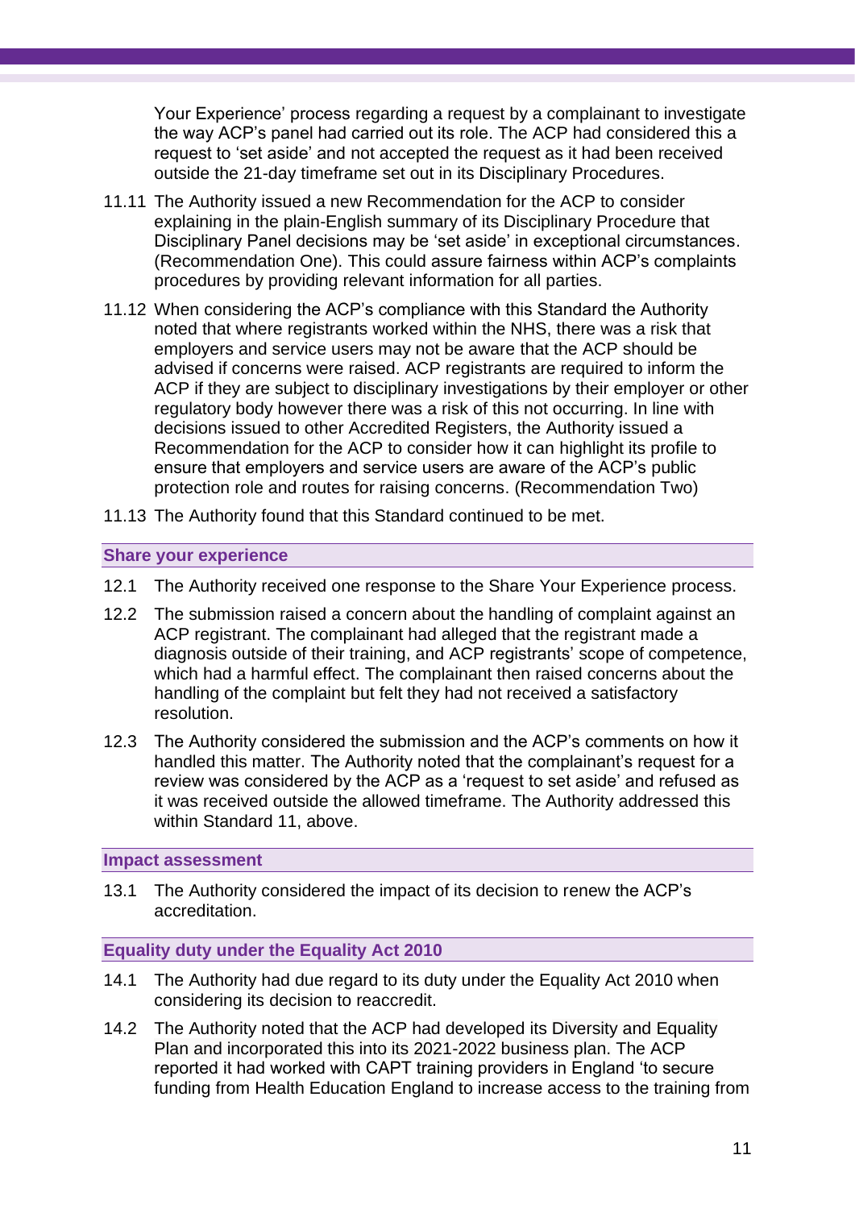Your Experience' process regarding a request by a complainant to investigate the way ACP's panel had carried out its role. The ACP had considered this a request to 'set aside' and not accepted the request as it had been received outside the 21-day timeframe set out in its Disciplinary Procedures.

11.11 The Authority issued a new Recommendation for the ACP to consider explaining in the plain-English summary of its Disciplinary Procedure that Disciplinary Panel decisions may be 'set aside' in exceptional circumstances. (Recommendation One). This could assure fairness within ACP's complaints procedures by providing relevant information for all parties.

11.12 When considering the ACP's compliance with this Standard the Authority noted that where registrants worked within the NHS, there was a risk that employers and service users may not be aware that the ACP should be advised if concerns were raised. ACP registrants are required to inform the ACP if they are subject to disciplinary investigations by their employer or other regulatory body however there was a risk of this not occurring. In line with decisions issued to other Accredited Registers, the Authority issued a Recommendation for the ACP to consider how it can highlight its profile to ensure that employers and service users are aware of the ACP's public protection role and routes for raising concerns. (Recommendation Two)

11.13 The Authority found that this Standard continued to be met.

## Share your experience

12.1 The Authority received one response to the Share Your Experience process.

12.2 The submission raised a concern about the handling of complaint against an ACP registrant. The complainant had alleged that the registrant made a diagnosis outside of their training, and ACP registrants' scope of competence, which had a harmful effect. The complainant then raised concerns about the handling of the complaint but felt they had not received a satisfactory resolution.

12.3 The Authority considered the submission and the ACP's comments on how it handled this matter. The Authority noted that the complainant's request for a review was considered by the ACP as a 'request to set aside' and refused as it was received outside the allowed timeframe. The Authority addressed this within Standard 11, above.

## Impact assessment

13.1 The Authority considered the impact of its decision to renew the ACP's accreditation.

## Equality duty under the Equality Act 2010

14.1 The Authority had due regard to its duty under the Equality Act 2010 when considering its decision to reaccredit.

14.2 The Authority noted that the ACP had developed its Diversity and Equality Plan and incorporated this into its 2021-2022 business plan. The ACP reported it had worked with CAPT training providers in England 'to secure funding from Health Education England to increase access to the training from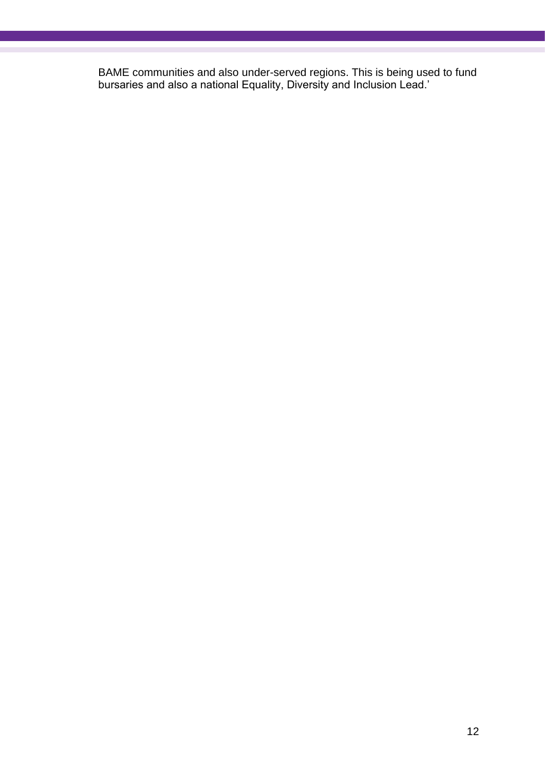BAME communities and also under-served regions. This is being used to fund bursaries and also a national Equality, Diversity and Inclusion Lead.'